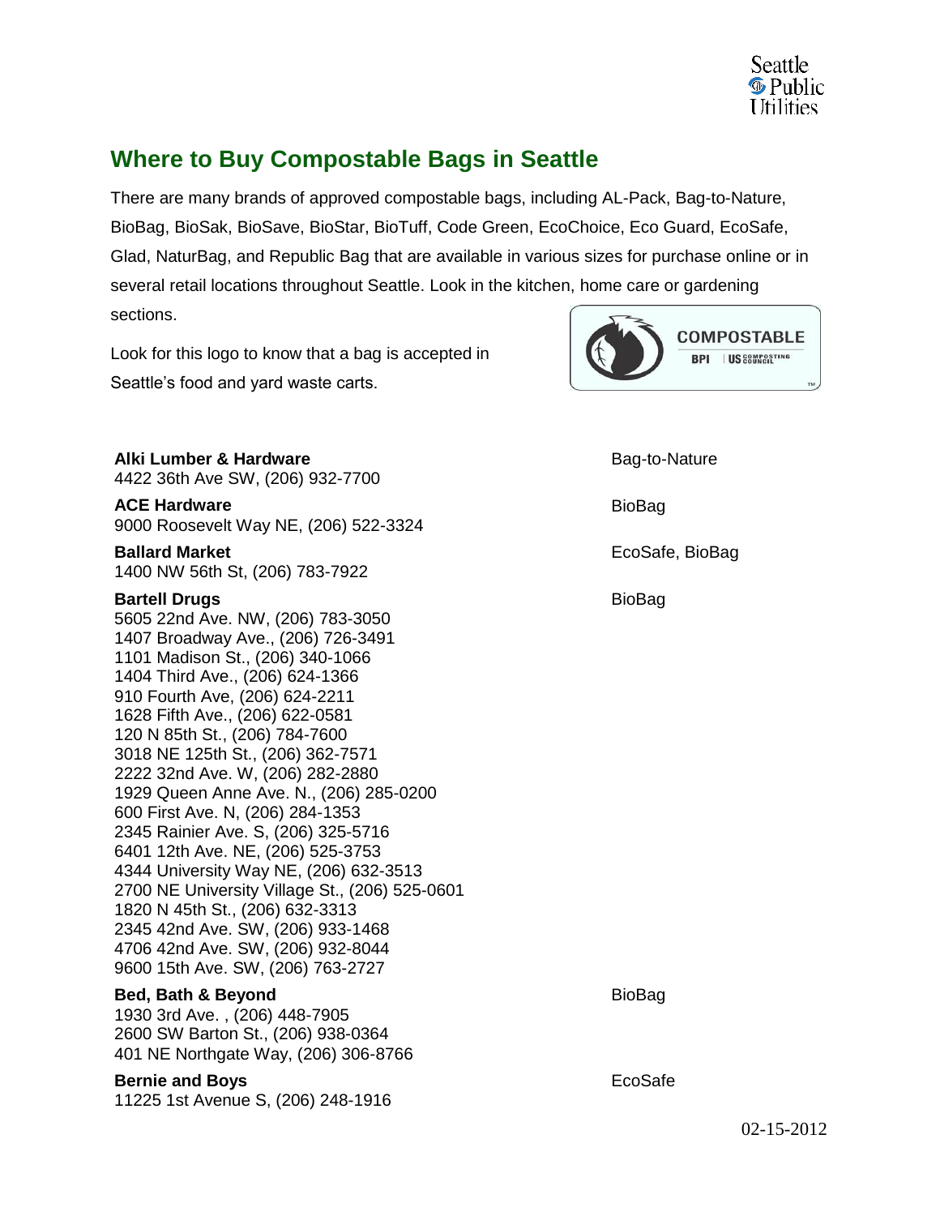# Where to Buy Compostable Bags in Seattle

There are many brands of approved compostable bags, including AL-Pack, Bag-to-Nature, BioBag, BioSak, BioSave, BioStar, BioTuff, Code Green, EcoChoice, Eco Guard, EcoSafe, Glad, NaturBag, and Republic Bag that are available in various sizes for purchase online or in several retail locations throughout Seattle. Look in the kitchen, home care or gardening sections.

Look for this logo to know that a bag is accepted in Seattle's food and yard waste carts.

COMPOSTABLE BPI | US COMPOSTING COUNCIL

| Store | Brands |
|---|---|
| **Alki Lumber & Hardware**<br>4422 36th Ave SW, (206) 932-7700 | Bag-to-Nature |
| **ACE Hardware**<br>9000 Roosevelt Way NE, (206) 522-3324 | BioBag |
| **Ballard Market**<br>1400 NW 56th St, (206) 783-7922 | EcoSafe, BioBag |
| **Bartell Drugs**<br>5605 22nd Ave. NW, (206) 783-3050<br>1407 Broadway Ave., (206) 726-3491<br>1101 Madison St., (206) 340-1066<br>1404 Third Ave., (206) 624-1366<br>910 Fourth Ave, (206) 624-2211<br>1628 Fifth Ave., (206) 622-0581<br>120 N 85th St., (206) 784-7600<br>3018 NE 125th St., (206) 362-7571<br>2222 32nd Ave. W, (206) 282-2880<br>1929 Queen Anne Ave. N., (206) 285-0200<br>600 First Ave. N, (206) 284-1353<br>2345 Rainier Ave. S, (206) 325-5716<br>6401 12th Ave. NE, (206) 525-3753<br>4344 University Way NE, (206) 632-3513<br>2700 NE University Village St., (206) 525-0601<br>1820 N 45th St., (206) 632-3313<br>2345 42nd Ave. SW, (206) 933-1468<br>4706 42nd Ave. SW, (206) 932-8044<br>9600 15th Ave. SW, (206) 763-2727 | BioBag |
| **Bed, Bath & Beyond**<br>1930 3rd Ave. , (206) 448-7905<br>2600 SW Barton St., (206) 938-0364<br>401 NE Northgate Way, (206) 306-8766 | BioBag |
| **Bernie and Boys**<br>11225 1st Avenue S, (206) 248-1916 | EcoSafe |

02-15-2012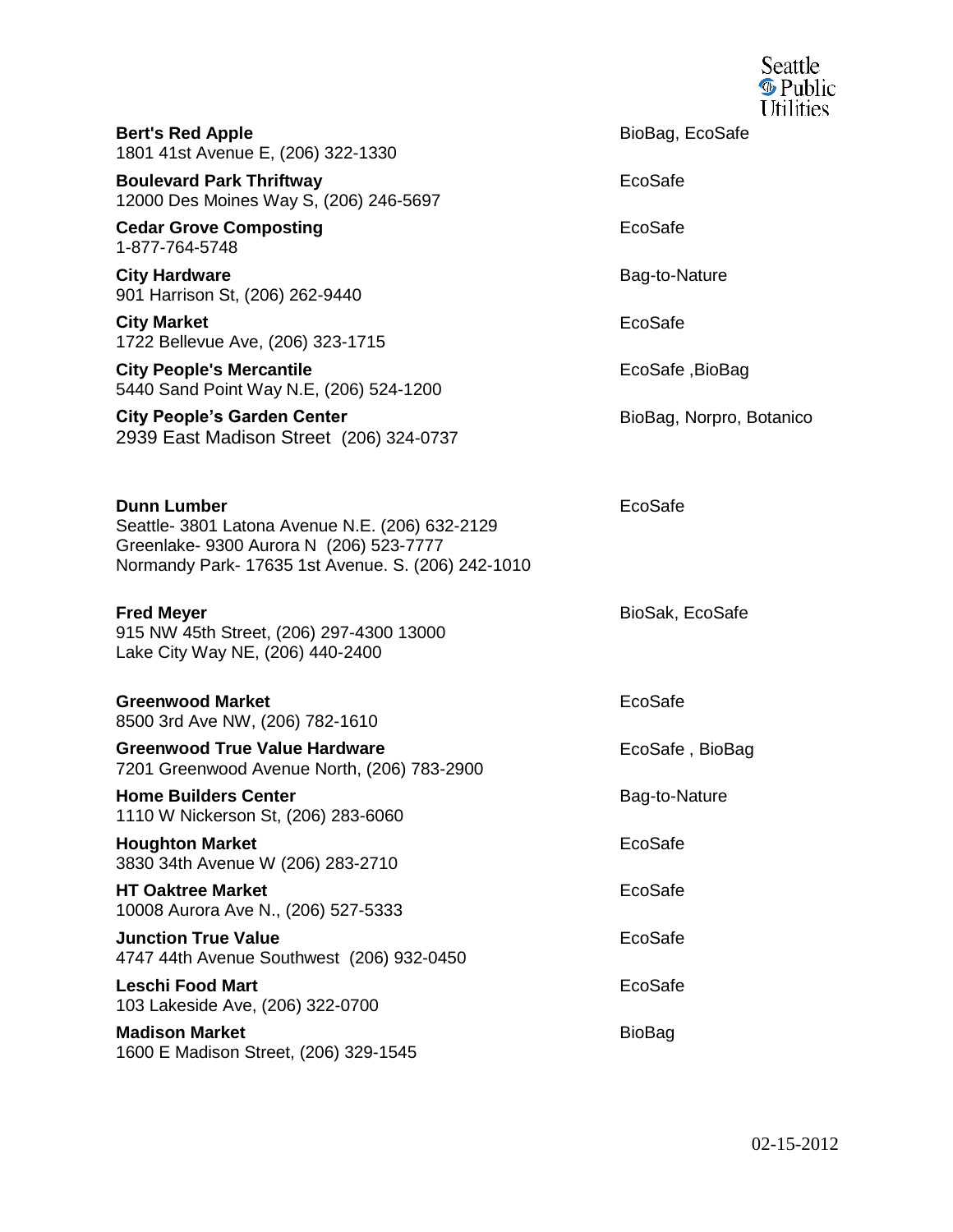**Bert's Red Apple**
1801 41st Avenue E, (206) 322-1330
BioBag, EcoSafe

**Boulevard Park Thriftway**
12000 Des Moines Way S, (206) 246-5697
EcoSafe

**Cedar Grove Composting**
1-877-764-5748
EcoSafe

**City Hardware**
901 Harrison St, (206) 262-9440
Bag-to-Nature

**City Market**
1722 Bellevue Ave, (206) 323-1715
EcoSafe

**City People's Mercantile**
5440 Sand Point Way N.E, (206) 524-1200
EcoSafe ,BioBag

**City People's Garden Center**
2939 East Madison Street (206) 324-0737
BioBag, Norpro, Botanico

**Dunn Lumber**
Seattle- 3801 Latona Avenue N.E. (206) 632-2129
Greenlake- 9300 Aurora N (206) 523-7777
Normandy Park- 17635 1st Avenue. S. (206) 242-1010
EcoSafe

**Fred Meyer**
915 NW 45th Street, (206) 297-4300 13000
Lake City Way NE, (206) 440-2400
BioSak, EcoSafe

**Greenwood Market**
8500 3rd Ave NW, (206) 782-1610
EcoSafe

**Greenwood True Value Hardware**
7201 Greenwood Avenue North, (206) 783-2900
EcoSafe , BioBag

**Home Builders Center**
1110 W Nickerson St, (206) 283-6060
Bag-to-Nature

**Houghton Market**
3830 34th Avenue W (206) 283-2710
EcoSafe

**HT Oaktree Market**
10008 Aurora Ave N., (206) 527-5333
EcoSafe

**Junction True Value**
4747 44th Avenue Southwest (206) 932-0450
EcoSafe

**Leschi Food Mart**
103 Lakeside Ave, (206) 322-0700
EcoSafe

**Madison Market**
1600 E Madison Street, (206) 329-1545
BioBag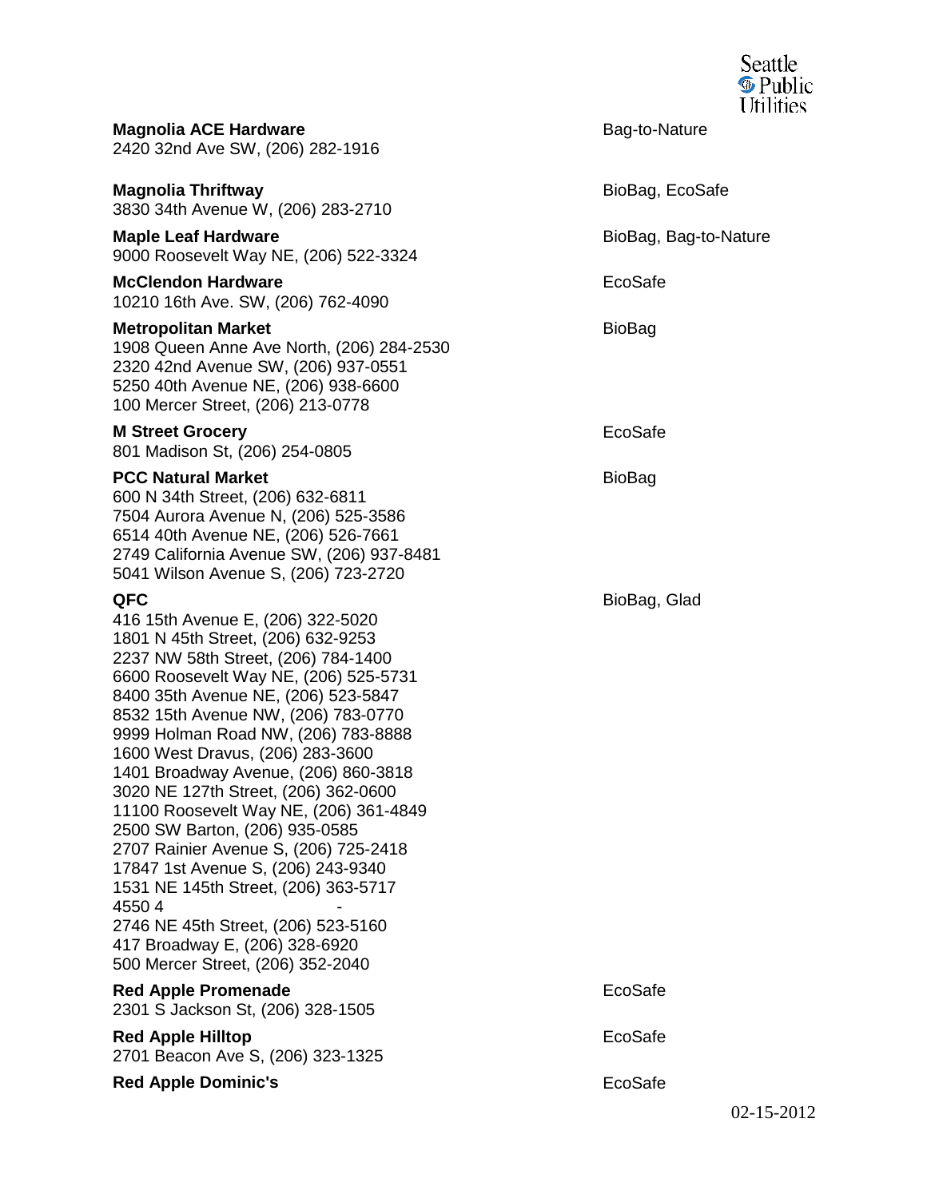**Magnolia ACE Hardware**
2420 32nd Ave SW, (206) 282-1916

Bag-to-Nature

**Magnolia Thriftway**
3830 34th Avenue W, (206) 283-2710

BioBag, EcoSafe

**Maple Leaf Hardware**
9000 Roosevelt Way NE, (206) 522-3324

BioBag, Bag-to-Nature

**McClendon Hardware**
10210 16th Ave. SW, (206) 762-4090

EcoSafe

**Metropolitan Market**
1908 Queen Anne Ave North, (206) 284-2530
2320 42nd Avenue SW, (206) 937-0551
5250 40th Avenue NE, (206) 938-6600
100 Mercer Street, (206) 213-0778

BioBag

**M Street Grocery**
801 Madison St, (206) 254-0805

EcoSafe

**PCC Natural Market**
600 N 34th Street, (206) 632-6811
7504 Aurora Avenue N, (206) 525-3586
6514 40th Avenue NE, (206) 526-7661
2749 California Avenue SW, (206) 937-8481
5041 Wilson Avenue S, (206) 723-2720

BioBag

**QFC**
416 15th Avenue E, (206) 322-5020
1801 N 45th Street, (206) 632-9253
2237 NW 58th Street, (206) 784-1400
6600 Roosevelt Way NE, (206) 525-5731
8400 35th Avenue NE, (206) 523-5847
8532 15th Avenue NW, (206) 783-0770
9999 Holman Road NW, (206) 783-8888
1600 West Dravus, (206) 283-3600
1401 Broadway Avenue, (206) 860-3818
3020 NE 127th Street, (206) 362-0600
11100 Roosevelt Way NE, (206) 361-4849
2500 SW Barton, (206) 935-0585
2707 Rainier Avenue S, (206) 725-2418
17847 1st Avenue S, (206) 243-9340
1531 NE 145th Street, (206) 363-5717
4550 4 -
2746 NE 45th Street, (206) 523-5160
417 Broadway E, (206) 328-6920
500 Mercer Street, (206) 352-2040

BioBag, Glad

**Red Apple Promenade**
2301 S Jackson St, (206) 328-1505

EcoSafe

**Red Apple Hilltop**
2701 Beacon Ave S, (206) 323-1325

EcoSafe

**Red Apple Dominic's**

EcoSafe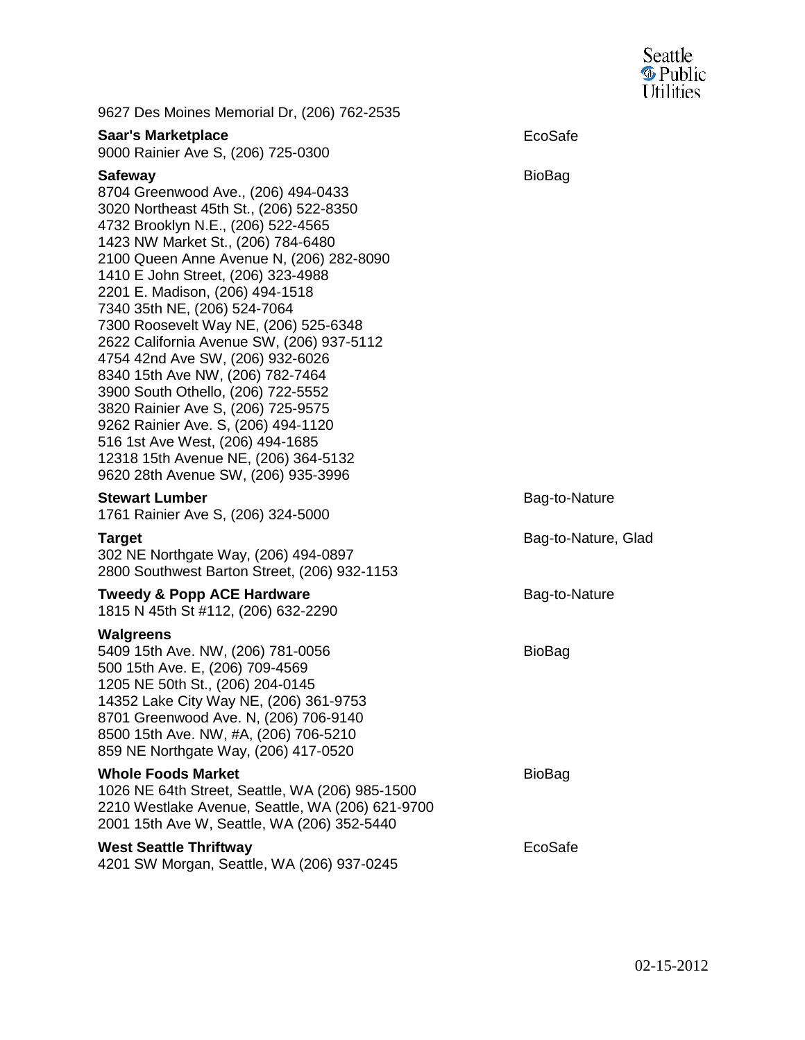9627 Des Moines Memorial Dr, (206) 762-2535

**Saar's Marketplace** — EcoSafe
9000 Rainier Ave S, (206) 725-0300

**Safeway** — BioBag
8704 Greenwood Ave., (206) 494-0433
3020 Northeast 45th St., (206) 522-8350
4732 Brooklyn N.E., (206) 522-4565
1423 NW Market St., (206) 784-6480
2100 Queen Anne Avenue N, (206) 282-8090
1410 E John Street, (206) 323-4988
2201 E. Madison, (206) 494-1518
7340 35th NE, (206) 524-7064
7300 Roosevelt Way NE, (206) 525-6348
2622 California Avenue SW, (206) 937-5112
4754 42nd Ave SW, (206) 932-6026
8340 15th Ave NW, (206) 782-7464
3900 South Othello, (206) 722-5552
3820 Rainier Ave S, (206) 725-9575
9262 Rainier Ave. S, (206) 494-1120
516 1st Ave West, (206) 494-1685
12318 15th Avenue NE, (206) 364-5132
9620 28th Avenue SW, (206) 935-3996

**Stewart Lumber** — Bag-to-Nature
1761 Rainier Ave S, (206) 324-5000

**Target** — Bag-to-Nature, Glad
302 NE Northgate Way, (206) 494-0897
2800 Southwest Barton Street, (206) 932-1153

**Tweedy & Popp ACE Hardware** — Bag-to-Nature
1815 N 45th St #112, (206) 632-2290

**Walgreens** — BioBag
5409 15th Ave. NW, (206) 781-0056
500 15th Ave. E, (206) 709-4569
1205 NE 50th St., (206) 204-0145
14352 Lake City Way NE, (206) 361-9753
8701 Greenwood Ave. N, (206) 706-9140
8500 15th Ave. NW, #A, (206) 706-5210
859 NE Northgate Way, (206) 417-0520

**Whole Foods Market** — BioBag
1026 NE 64th Street, Seattle, WA (206) 985-1500
2210 Westlake Avenue, Seattle, WA (206) 621-9700
2001 15th Ave W, Seattle, WA (206) 352-5440

**West Seattle Thriftway** — EcoSafe
4201 SW Morgan, Seattle, WA (206) 937-0245

02-15-2012